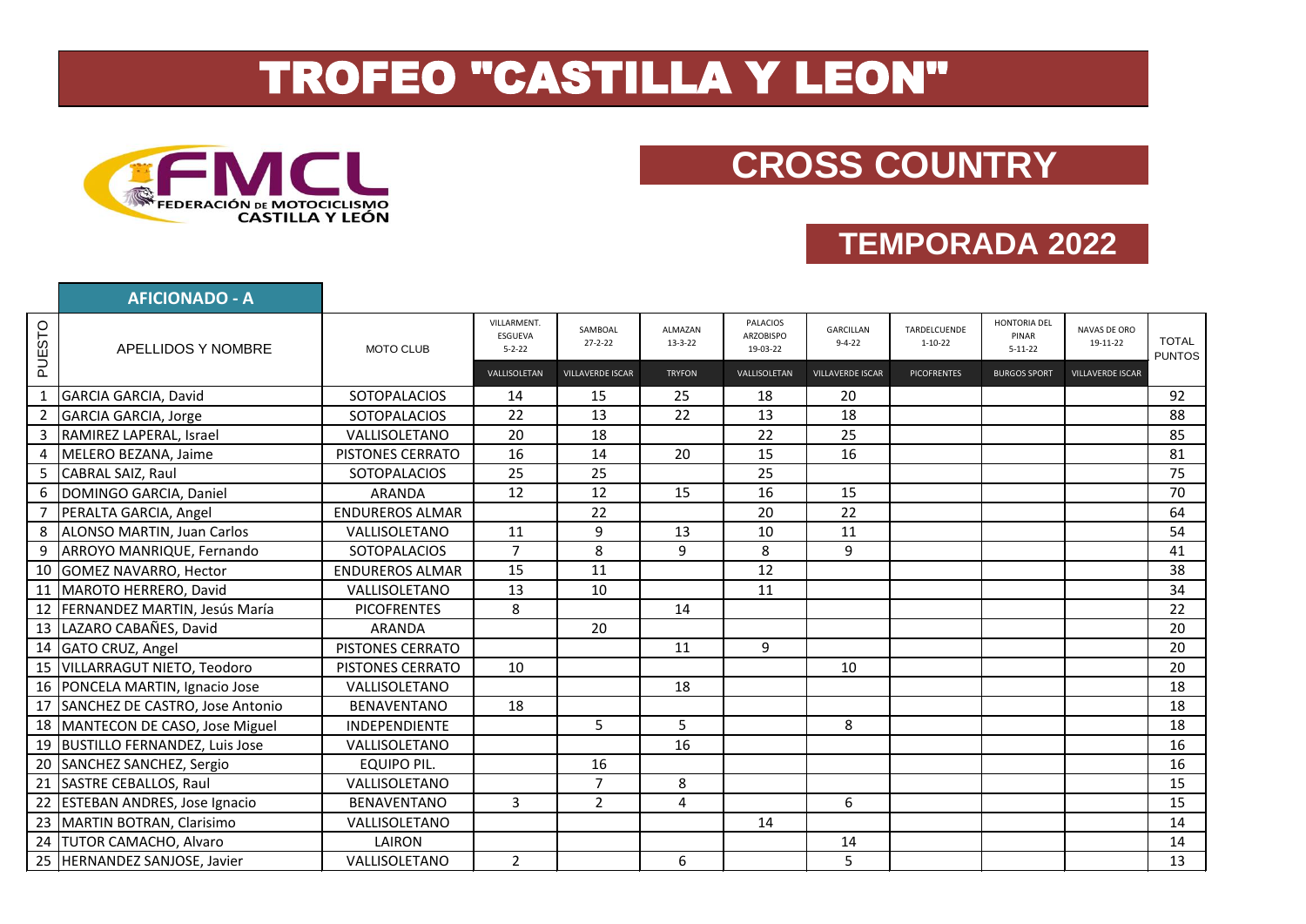# TROFEO "CASTILLA Y LEON"

FEDERACIÓN DE MOTOCICLISMO CASTILLA Y LEÓN

## CROSS COUNTRY

## TEMPORADA 2022

### AFICIONADO - A

| PUESTO | APELLIDOS Y NOMBRE | MOTO CLUB | VILLARMENT. ESGUEVA 5-2-22 | SAMBOAL 27-2-22 | ALMAZAN 13-3-22 | PALACIOS ARZOBISPO 19-03-22 | GARCILLAN 9-4-22 | TARDELCUENDE 1-10-22 | HONTORIA DEL PINAR 5-11-22 | NAVAS DE ORO 19-11-22 | TOTAL PUNTOS |
|---|---|---|---|---|---|---|---|---|---|---|---|
| | | | VALLISOLETAN | VILLAVERDE ISCAR | TRYFON | VALLISOLETAN | VILLAVERDE ISCAR | PICOFRENTES | BURGOS SPORT | VILLAVERDE ISCAR | |
| 1 | GARCIA GARCIA, David | SOTOPALACIOS | 14 | 15 | 25 | 18 | 20 | | | | 92 |
| 2 | GARCIA GARCIA, Jorge | SOTOPALACIOS | 22 | 13 | 22 | 13 | 18 | | | | 88 |
| 3 | RAMIREZ LAPERAL, Israel | VALLISOLETANO | 20 | 18 | | 22 | 25 | | | | 85 |
| 4 | MELERO BEZANA, Jaime | PISTONES CERRATO | 16 | 14 | 20 | 15 | 16 | | | | 81 |
| 5 | CABRAL SAIZ, Raul | SOTOPALACIOS | 25 | 25 | | 25 | | | | | 75 |
| 6 | DOMINGO GARCIA, Daniel | ARANDA | 12 | 12 | 15 | 16 | 15 | | | | 70 |
| 7 | PERALTA GARCIA, Angel | ENDUREROS ALMAR | | 22 | | 20 | 22 | | | | 64 |
| 8 | ALONSO MARTIN, Juan Carlos | VALLISOLETANO | 11 | 9 | 13 | 10 | 11 | | | | 54 |
| 9 | ARROYO MANRIQUE, Fernando | SOTOPALACIOS | 7 | 8 | 9 | 8 | 9 | | | | 41 |
| 10 | GOMEZ NAVARRO, Hector | ENDUREROS ALMAR | 15 | 11 | | 12 | | | | | 38 |
| 11 | MAROTO HERRERO, David | VALLISOLETANO | 13 | 10 | | 11 | | | | | 34 |
| 12 | FERNANDEZ MARTIN, Jesús María | PICOFRENTES | 8 | | 14 | | | | | | 22 |
| 13 | LAZARO CABAÑES, David | ARANDA | | 20 | | | | | | | 20 |
| 14 | GATO CRUZ, Angel | PISTONES CERRATO | | | 11 | 9 | | | | | 20 |
| 15 | VILLARRAGUT NIETO, Teodoro | PISTONES CERRATO | 10 | | | | 10 | | | | 20 |
| 16 | PONCELA MARTIN, Ignacio Jose | VALLISOLETANO | | | 18 | | | | | | 18 |
| 17 | SANCHEZ DE CASTRO, Jose Antonio | BENAVENTANO | 18 | | | | | | | | 18 |
| 18 | MANTECON DE CASO, Jose Miguel | INDEPENDIENTE | | 5 | 5 | | 8 | | | | 18 |
| 19 | BUSTILLO FERNANDEZ, Luis Jose | VALLISOLETANO | | | 16 | | | | | | 16 |
| 20 | SANCHEZ SANCHEZ, Sergio | EQUIPO PIL. | | 16 | | | | | | | 16 |
| 21 | SASTRE CEBALLOS, Raul | VALLISOLETANO | | 7 | 8 | | | | | | 15 |
| 22 | ESTEBAN ANDRES, Jose Ignacio | BENAVENTANO | 3 | 2 | 4 | | 6 | | | | 15 |
| 23 | MARTIN BOTRAN, Clarisimo | VALLISOLETANO | | | | 14 | | | | | 14 |
| 24 | TUTOR CAMACHO, Alvaro | LAIRON | | | | | 14 | | | | 14 |
| 25 | HERNANDEZ SANJOSE, Javier | VALLISOLETANO | 2 | | 6 | | 5 | | | | 13 |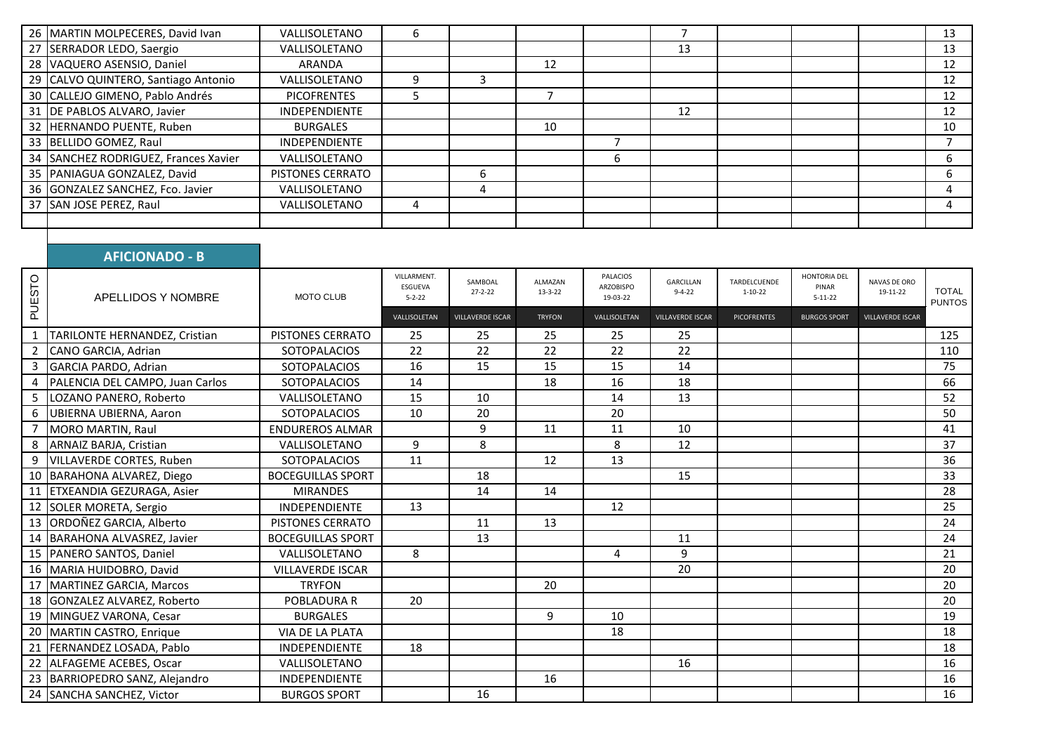| | | | | | | | | | | | |
|---|---|---|---|---|---|---|---|---|---|---|---|
| 26 | MARTIN MOLPECERES, David Ivan | VALLISOLETANO | 6 | | | | 7 | | | | 13 |
| 27 | SERRADOR LEDO, Saergio | VALLISOLETANO | | | | | 13 | | | | 13 |
| 28 | VAQUERO ASENSIO, Daniel | ARANDA | | | 12 | | | | | | 12 |
| 29 | CALVO QUINTERO, Santiago Antonio | VALLISOLETANO | 9 | 3 | | | | | | | 12 |
| 30 | CALLEJO GIMENO, Pablo Andrés | PICOFRENTES | 5 | | 7 | | | | | | 12 |
| 31 | DE PABLOS ALVARO, Javier | INDEPENDIENTE | | | | | 12 | | | | 12 |
| 32 | HERNANDO PUENTE, Ruben | BURGALES | | | 10 | | | | | | 10 |
| 33 | BELLIDO GOMEZ, Raul | INDEPENDIENTE | | | | 7 | | | | | 7 |
| 34 | SANCHEZ RODRIGUEZ, Frances Xavier | VALLISOLETANO | | | | 6 | | | | | 6 |
| 35 | PANIAGUA GONZALEZ, David | PISTONES CERRATO | | 6 | | | | | | | 6 |
| 36 | GONZALEZ SANCHEZ, Fco. Javier | VALLISOLETANO | | 4 | | | | | | | 4 |
| 37 | SAN JOSE PEREZ, Raul | VALLISOLETANO | 4 | | | | | | | | 4 |
| | | | | | | | | | | | |

## AFICIONADO - B

| PUESTO | APELLIDOS Y NOMBRE | MOTO CLUB | VILLARMENT. ESGUEVA 5-2-22 | SAMBOAL 27-2-22 | ALMAZAN 13-3-22 | PALACIOS ARZOBISPO 19-03-22 | GARCILLAN 9-4-22 | TARDELCUENDE 1-10-22 | HONTORIA DEL PINAR 5-11-22 | NAVAS DE ORO 19-11-22 | TOTAL PUNTOS |
|---|---|---|---|---|---|---|---|---|---|---|---|
| | | | VALLISOLETAN | VILLAVERDE ISCAR | TRYFON | VALLISOLETAN | VILLAVERDE ISCAR | PICOFRENTES | BURGOS SPORT | VILLAVERDE ISCAR | |
| 1 | TARILONTE HERNANDEZ, Cristian | PISTONES CERRATO | 25 | 25 | 25 | 25 | 25 | | | | 125 |
| 2 | CANO GARCIA, Adrian | SOTOPALACIOS | 22 | 22 | 22 | 22 | 22 | | | | 110 |
| 3 | GARCIA PARDO, Adrian | SOTOPALACIOS | 16 | 15 | 15 | 15 | 14 | | | | 75 |
| 4 | PALENCIA DEL CAMPO, Juan Carlos | SOTOPALACIOS | 14 | | 18 | 16 | 18 | | | | 66 |
| 5 | LOZANO PANERO, Roberto | VALLISOLETANO | 15 | 10 | | 14 | 13 | | | | 52 |
| 6 | UBIERNA UBIERNA, Aaron | SOTOPALACIOS | 10 | 20 | | 20 | | | | | 50 |
| 7 | MORO MARTIN, Raul | ENDUREROS ALMAR | | 9 | 11 | 11 | 10 | | | | 41 |
| 8 | ARNAIZ BARJA, Cristian | VALLISOLETANO | 9 | 8 | | 8 | 12 | | | | 37 |
| 9 | VILLAVERDE CORTES, Ruben | SOTOPALACIOS | 11 | | 12 | 13 | | | | | 36 |
| 10 | BARAHONA ALVAREZ, Diego | BOCEGUILLAS SPORT | | 18 | | | 15 | | | | 33 |
| 11 | ETXEANDIA GEZURAGA, Asier | MIRANDES | | 14 | 14 | | | | | | 28 |
| 12 | SOLER MORETA, Sergio | INDEPENDIENTE | 13 | | | 12 | | | | | 25 |
| 13 | ORDOÑEZ GARCIA, Alberto | PISTONES CERRATO | | 11 | 13 | | | | | | 24 |
| 14 | BARAHONA ALVASREZ, Javier | BOCEGUILLAS SPORT | | 13 | | | 11 | | | | 24 |
| 15 | PANERO SANTOS, Daniel | VALLISOLETANO | 8 | | | 4 | 9 | | | | 21 |
| 16 | MARIA HUIDOBRO, David | VILLAVERDE ISCAR | | | | | 20 | | | | 20 |
| 17 | MARTINEZ GARCIA, Marcos | TRYFON | | | 20 | | | | | | 20 |
| 18 | GONZALEZ ALVAREZ, Roberto | POBLADURA R | 20 | | | | | | | | 20 |
| 19 | MINGUEZ VARONA, Cesar | BURGALES | | | 9 | 10 | | | | | 19 |
| 20 | MARTIN CASTRO, Enrique | VIA DE LA PLATA | | | | 18 | | | | | 18 |
| 21 | FERNANDEZ LOSADA, Pablo | INDEPENDIENTE | 18 | | | | | | | | 18 |
| 22 | ALFAGEME ACEBES, Oscar | VALLISOLETANO | | | | | 16 | | | | 16 |
| 23 | BARRIOPEDRO SANZ, Alejandro | INDEPENDIENTE | | | 16 | | | | | | 16 |
| 24 | SANCHA SANCHEZ, Victor | BURGOS SPORT | | 16 | | | | | | | 16 |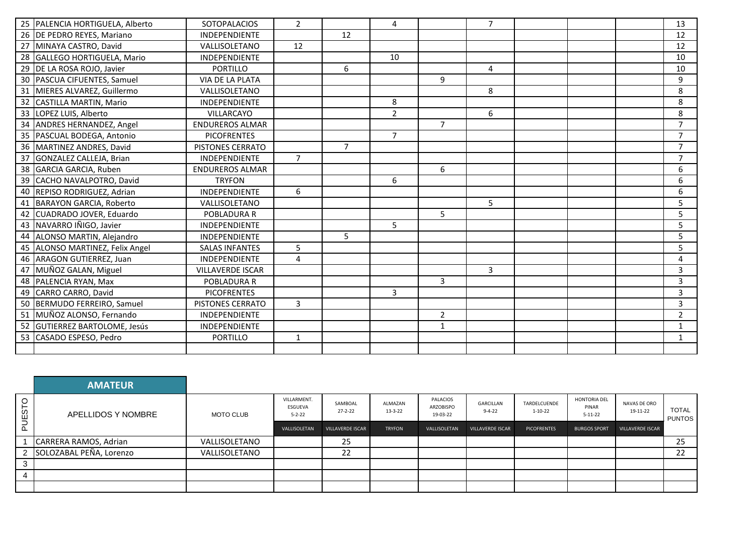| | | | | | | | | | | | |
|---|---|---|---|---|---|---|---|---|---|---|---|
| 25 | PALENCIA HORTIGUELA, Alberto | SOTOPALACIOS | 2 | | 4 | | 7 | | | | 13 |
| 26 | DE PEDRO REYES, Mariano | INDEPENDIENTE | | 12 | | | | | | | 12 |
| 27 | MINAYA CASTRO, David | VALLISOLETANO | 12 | | | | | | | | 12 |
| 28 | GALLEGO HORTIGUELA, Mario | INDEPENDIENTE | | | 10 | | | | | | 10 |
| 29 | DE LA ROSA ROJO, Javier | PORTILLO | | 6 | | | 4 | | | | 10 |
| 30 | PASCUA CIFUENTES, Samuel | VIA DE LA PLATA | | | | 9 | | | | | 9 |
| 31 | MIERES ALVAREZ, Guillermo | VALLISOLETANO | | | | | 8 | | | | 8 |
| 32 | CASTILLA MARTIN, Mario | INDEPENDIENTE | | | 8 | | | | | | 8 |
| 33 | LOPEZ LUIS, Alberto | VILLARCAYO | | | 2 | | 6 | | | | 8 |
| 34 | ANDRES HERNANDEZ, Angel | ENDUREROS ALMAR | | | | 7 | | | | | 7 |
| 35 | PASCUAL BODEGA, Antonio | PICOFRENTES | | | 7 | | | | | | 7 |
| 36 | MARTINEZ ANDRES, David | PISTONES CERRATO | | 7 | | | | | | | 7 |
| 37 | GONZALEZ CALLEJA, Brian | INDEPENDIENTE | 7 | | | | | | | | 7 |
| 38 | GARCIA GARCIA, Ruben | ENDUREROS ALMAR | | | | 6 | | | | | 6 |
| 39 | CACHO NAVALPOTRO, David | TRYFON | | | 6 | | | | | | 6 |
| 40 | REPISO RODRIGUEZ, Adrian | INDEPENDIENTE | 6 | | | | | | | | 6 |
| 41 | BARAYON GARCIA, Roberto | VALLISOLETANO | | | | | 5 | | | | 5 |
| 42 | CUADRADO JOVER, Eduardo | POBLADURA R | | | | 5 | | | | | 5 |
| 43 | NAVARRO IÑIGO, Javier | INDEPENDIENTE | | | 5 | | | | | | 5 |
| 44 | ALONSO MARTIN, Alejandro | INDEPENDIENTE | | 5 | | | | | | | 5 |
| 45 | ALONSO MARTINEZ, Felix Angel | SALAS INFANTES | 5 | | | | | | | | 5 |
| 46 | ARAGON GUTIERREZ, Juan | INDEPENDIENTE | 4 | | | | | | | | 4 |
| 47 | MUÑOZ GALAN, Miguel | VILLAVERDE ISCAR | | | | | 3 | | | | 3 |
| 48 | PALENCIA RYAN, Max | POBLADURA R | | | | 3 | | | | | 3 |
| 49 | CARRO CARRO, David | PICOFRENTES | | | 3 | | | | | | 3 |
| 50 | BERMUDO FERREIRO, Samuel | PISTONES CERRATO | 3 | | | | | | | | 3 |
| 51 | MUÑOZ ALONSO, Fernando | INDEPENDIENTE | | | | 2 | | | | | 2 |
| 52 | GUTIERREZ BARTOLOME, Jesús | INDEPENDIENTE | | | | 1 | | | | | 1 |
| 53 | CASADO ESPESO, Pedro | PORTILLO | 1 | | | | | | | | 1 |
| | | | | | | | | | | | |

## AMATEUR

| PUESTO | APELLIDOS Y NOMBRE | MOTO CLUB | VILLARMENT. ESGUEVA 5-2-22 | SAMBOAL 27-2-22 | ALMAZAN 13-3-22 | PALACIOS ARZOBISPO 19-03-22 | GARCILLAN 9-4-22 | TARDELCUENDE 1-10-22 | HONTORIA DEL PINAR 5-11-22 | NAVAS DE ORO 19-11-22 | TOTAL PUNTOS |
|---|---|---|---|---|---|---|---|---|---|---|---|
| | | | VALLISOLETAN | VILLAVERDE ISCAR | TRYFON | VALLISOLETAN | VILLAVERDE ISCAR | PICOFRENTES | BURGOS SPORT | VILLAVERDE ISCAR | |
| 1 | CARRERA RAMOS, Adrian | VALLISOLETANO | | 25 | | | | | | | 25 |
| 2 | SOLOZABAL PEÑA, Lorenzo | VALLISOLETANO | | 22 | | | | | | | 22 |
| 3 | | | | | | | | | | | |
| 4 | | | | | | | | | | | |
| | | | | | | | | | | | |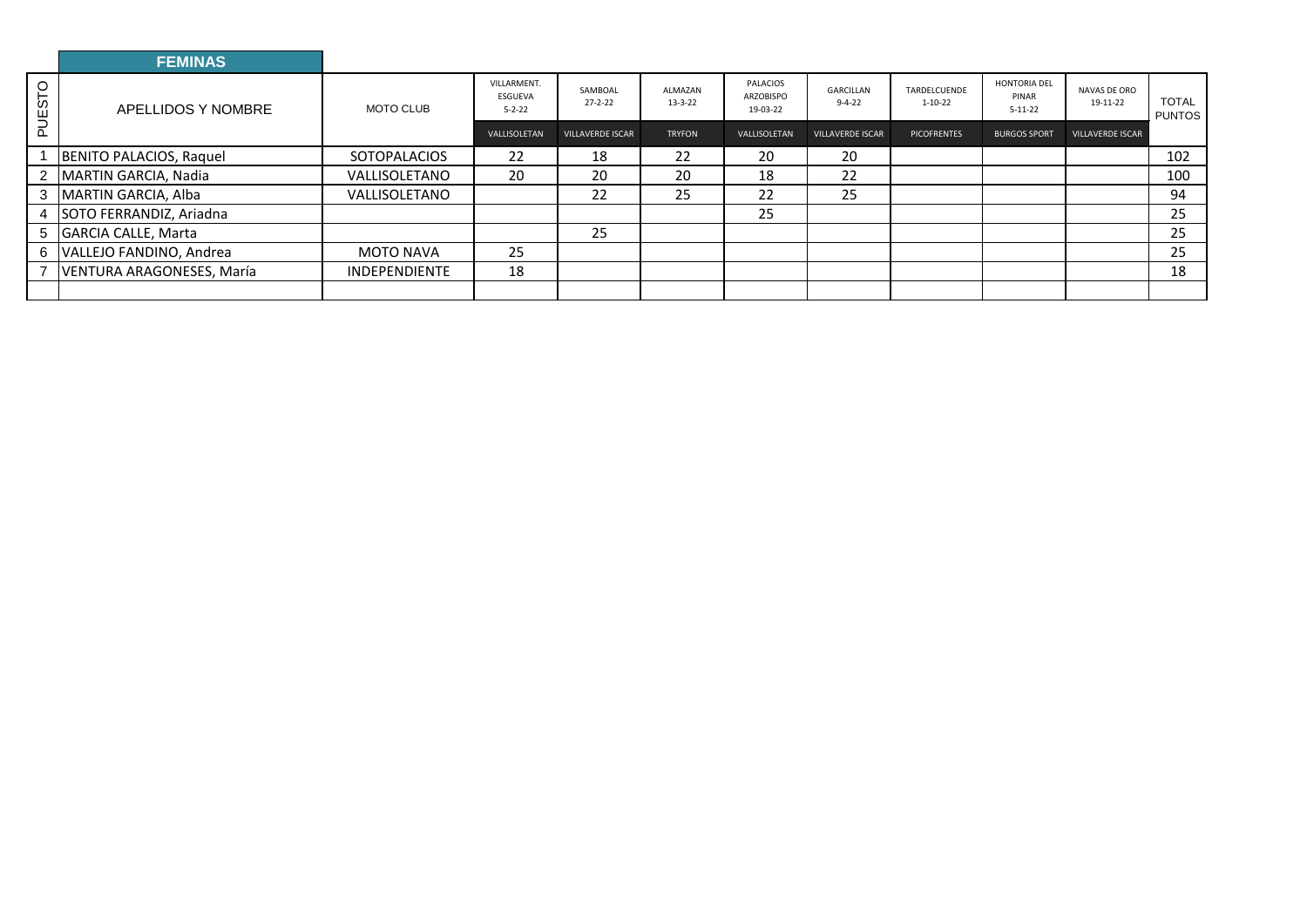## FEMINAS

| PUESTO | APELLIDOS Y NOMBRE | MOTO CLUB | VILLARMENT. ESGUEVA 5-2-22 | SAMBOAL 27-2-22 | ALMAZAN 13-3-22 | PALACIOS ARZOBISPO 19-03-22 | GARCILLAN 9-4-22 | TARDELCUENDE 1-10-22 | HONTORIA DEL PINAR 5-11-22 | NAVAS DE ORO 19-11-22 | TOTAL PUNTOS |
|---|---|---|---|---|---|---|---|---|---|---|---|
| | | | VALLISOLETAN | VILLAVERDE ISCAR | TRYFON | VALLISOLETAN | VILLAVERDE ISCAR | PICOFRENTES | BURGOS SPORT | VILLAVERDE ISCAR | |
| 1 | BENITO PALACIOS, Raquel | SOTOPALACIOS | 22 | 18 | 22 | 20 | 20 | | | | 102 |
| 2 | MARTIN GARCIA, Nadia | VALLISOLETANO | 20 | 20 | 20 | 18 | 22 | | | | 100 |
| 3 | MARTIN GARCIA, Alba | VALLISOLETANO | | 22 | 25 | 22 | 25 | | | | 94 |
| 4 | SOTO FERRANDIZ, Ariadna | | | | | 25 | | | | | 25 |
| 5 | GARCIA CALLE, Marta | | | 25 | | | | | | | 25 |
| 6 | VALLEJO FANDINO, Andrea | MOTO NAVA | 25 | | | | | | | | 25 |
| 7 | VENTURA ARAGONESES, María | INDEPENDIENTE | 18 | | | | | | | | 18 |
| | | | | | | | | | | | |